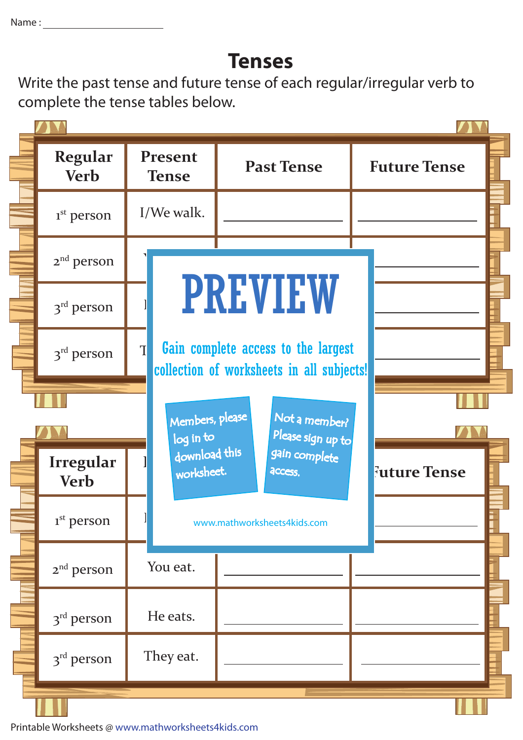Name : ____________________

# Tenses

Write the past tense and future tense of each regular/irregular verb to complete the tense tables below.

| Regular Verb | Present Tense | Past Tense | Future Tense |
|---|---|---|---|
| 1st person | I/We walk. | ____________ | ____________ |
| 2nd person | | | ____________ |
| 3rd person | | | ____________ |
| 3rd person | T | | ____________ |

PREVIEW

Gain complete access to the largest collection of worksheets in all subjects!

Members, please log in to download this worksheet.

Not a member? Please sign up to gain complete access.

www.mathworksheets4kids.com

| Irregular Verb | | | Future Tense |
|---|---|---|---|
| 1st person | | | ____________ |
| 2nd person | You eat. | ____________ | ____________ |
| 3rd person | He eats. | ____________ | ____________ |
| 3rd person | They eat. | ____________ | ____________ |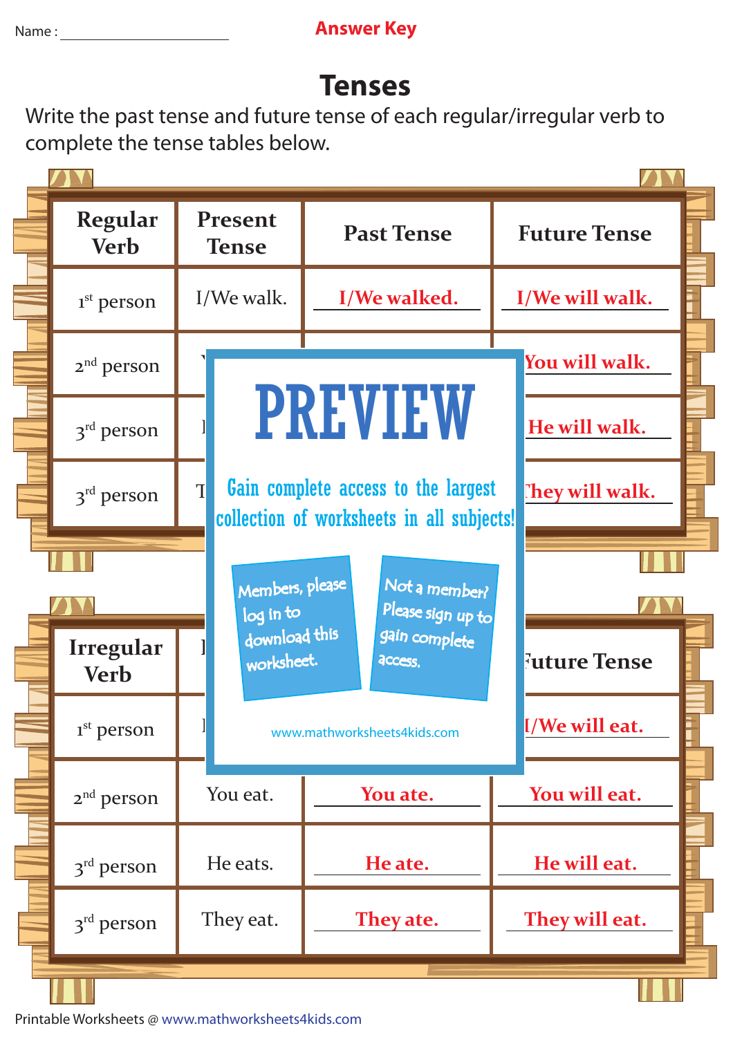Name : ____________________

**Answer Key**

# Tenses

Write the past tense and future tense of each regular/irregular verb to complete the tense tables below.

| Regular Verb | Present Tense | Past Tense | Future Tense |
|---|---|---|---|
| 1st person | I/We walk. | I/We walked. | I/We will walk. |
| 2nd person | | | You will walk. |
| 3rd person | | | He will walk. |
| 3rd person | | | They will walk. |

PREVIEW

Gain complete access to the largest collection of worksheets in all subjects!

Members, please log in to download this worksheet.

Not a member? Please sign up to gain complete access.

www.mathworksheets4kids.com

| Irregular Verb | | | Future Tense |
|---|---|---|---|
| 1st person | | | I/We will eat. |
| 2nd person | You eat. | You ate. | You will eat. |
| 3rd person | He eats. | He ate. | He will eat. |
| 3rd person | They eat. | They ate. | They will eat. |

Printable Worksheets @ www.mathworksheets4kids.com